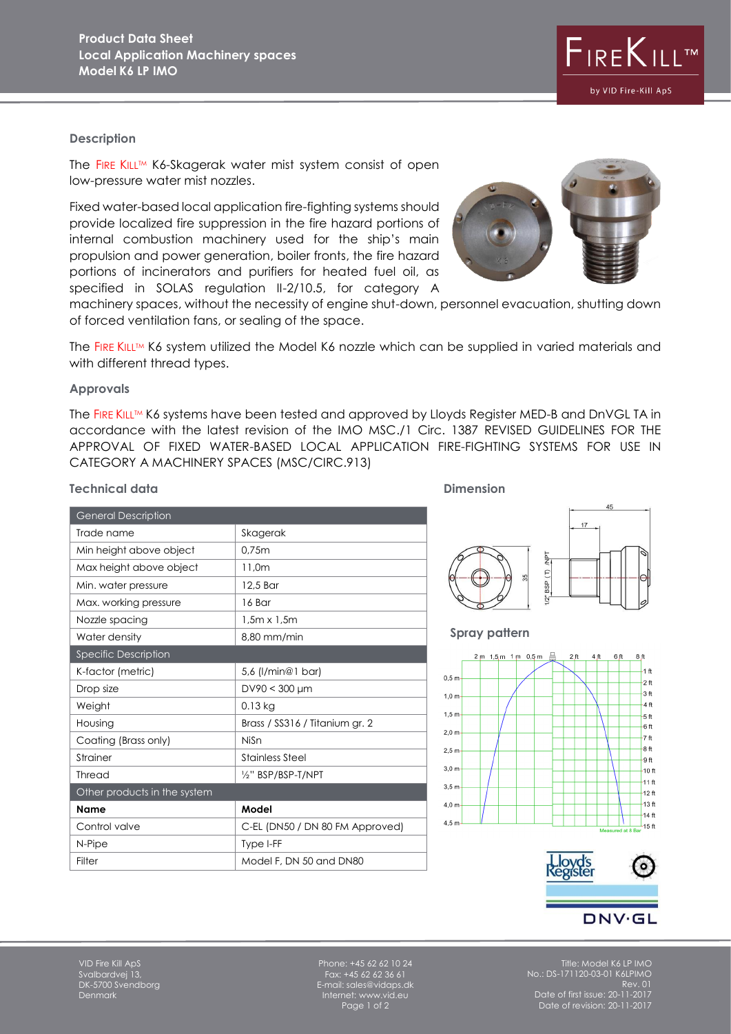# Product Data Sheet
## Local Application Machinery spaces
## Model K6 LP IMO

FIRE KILL™
by VID Fire-Kill ApS

### Description

The FIRE KILL™ K6-Skagerak water mist system consist of open low-pressure water mist nozzles.

Fixed water-based local application fire-fighting systems should provide localized fire suppression in the fire hazard portions of internal combustion machinery used for the ship's main propulsion and power generation, boiler fronts, the fire hazard portions of incinerators and purifiers for heated fuel oil, as specified in SOLAS regulation II-2/10.5, for category A machinery spaces, without the necessity of engine shut-down, personnel evacuation, shutting down of forced ventilation fans, or sealing of the space.

The FIRE KILL™ K6 system utilized the Model K6 nozzle which can be supplied in varied materials and with different thread types.

### Approvals

The FIRE KILL™ K6 systems have been tested and approved by Lloyds Register MED-B and DnVGL TA in accordance with the latest revision of the IMO MSC./1 Circ. 1387 REVISED GUIDELINES FOR THE APPROVAL OF FIXED WATER-BASED LOCAL APPLICATION FIRE-FIGHTING SYSTEMS FOR USE IN CATEGORY A MACHINERY SPACES (MSC/CIRC.913)

### Technical data

| General Description | |
|---|---|
| Trade name | Skagerak |
| Min height above object | 0,75m |
| Max height above object | 11,0m |
| Min. water pressure | 12,5 Bar |
| Max. working pressure | 16 Bar |
| Nozzle spacing | 1,5m x 1,5m |
| Water density | 8,80 mm/min |
| **Specific Description** | |
| K-factor (metric) | 5,6 (l/min@1 bar) |
| Drop size | DV90 < 300 µm |
| Weight | 0.13 kg |
| Housing | Brass / SS316 / Titanium gr. 2 |
| Coating (Brass only) | NiSn |
| Strainer | Stainless Steel |
| Thread | ½" BSP/BSP-T/NPT |
| **Other products in the system** | |
| **Name** | **Model** |
| Control valve | C-EL (DN50 / DN 80 FM Approved) |
| N-Pipe | Type I-FF |
| Filter | Model F, DN 50 and DN80 |

### Dimension

45
17
35
1/2" BSP (T) /NPT

### Spray pattern

2 m 1,5 m 1 m 0,5 m 2 ft 4 ft 6 ft 8 ft
0,5 m 1,0 m 1,5 m 2,0 m 2,5 m 3,0 m 3,5 m 4,0 m 4,5 m
1 ft 2 ft 3 ft 4 ft 5 ft 6 ft 7 ft 8 ft 9 ft 10 ft 11 ft 12 ft 13 ft 14 ft 15 ft
Measured at 8 Bar

Lloyd's Register
DNV·GL

VID Fire Kill ApS
Svalbardvej 13,
DK-5700 Svendborg
Denmark

Phone: +45 62 62 10 24
Fax: +45 62 62 36 61
E-mail: sales@vidaps.dk
Internet: www.vid.eu

Title: Model K6 LP IMO
No.: DS-171120-03-01 K6LPIMO
Rev. 01
Date of first issue: 20-11-2017
Date of revision: 20-11-2017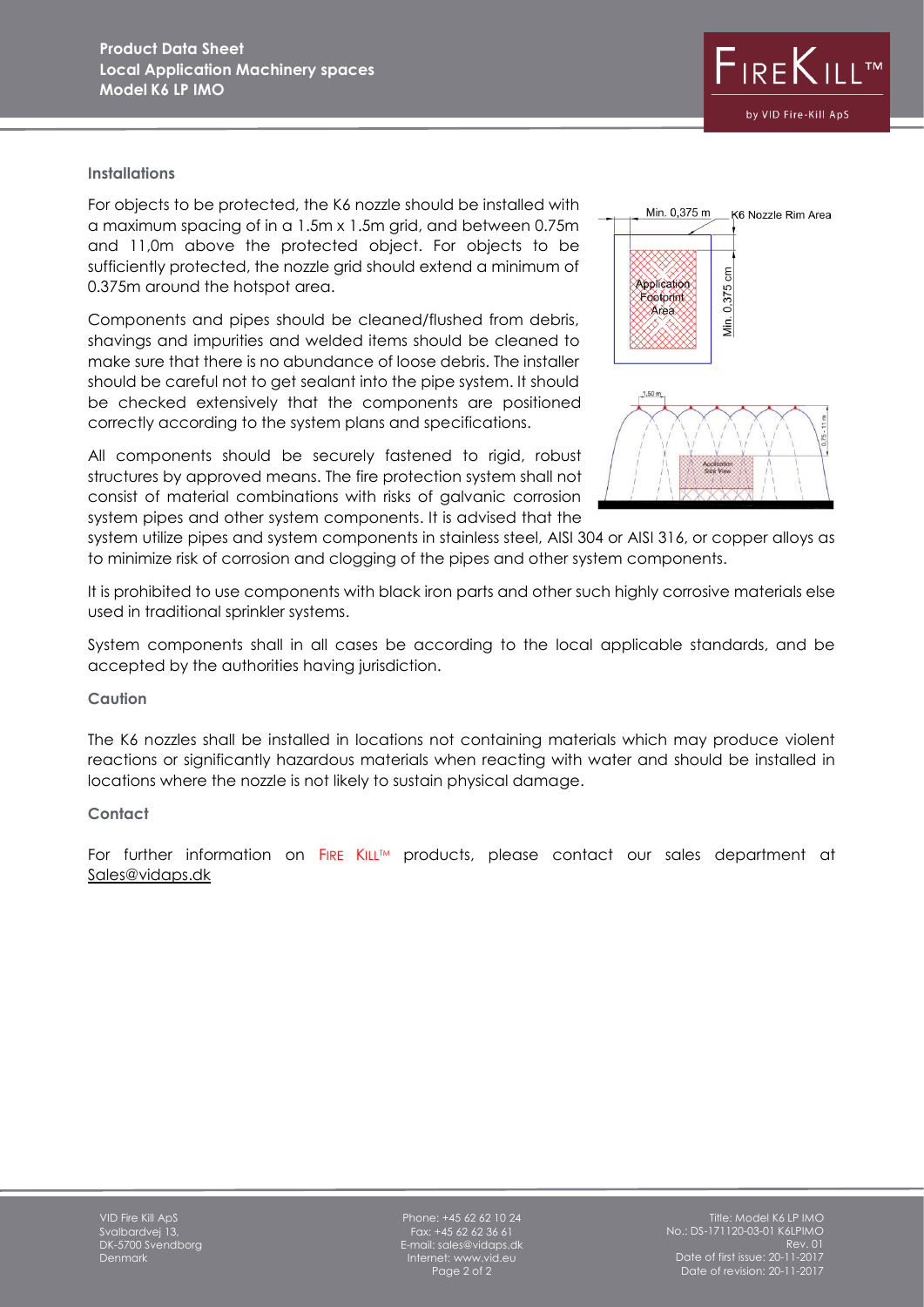### Installations

For objects to be protected, the K6 nozzle should be installed with a maximum spacing of in a 1.5m x 1.5m grid, and between 0.75m and 11,0m above the protected object. For objects to be sufficiently protected, the nozzle grid should extend a minimum of 0.375m around the hotspot area.

Min. 0,375 m

K6 Nozzle Rim Area

Application Footprint Area

Min. 0,375 cm

1,50 m

0,75 - 11 m

Application Side View

Components and pipes should be cleaned/flushed from debris, shavings and impurities and welded items should be cleaned to make sure that there is no abundance of loose debris. The installer should be careful not to get sealant into the pipe system. It should be checked extensively that the components are positioned correctly according to the system plans and specifications.

All components should be securely fastened to rigid, robust structures by approved means. The fire protection system shall not consist of material combinations with risks of galvanic corrosion system pipes and other system components. It is advised that the system utilize pipes and system components in stainless steel, AISI 304 or AISI 316, or copper alloys as to minimize risk of corrosion and clogging of the pipes and other system components.

It is prohibited to use components with black iron parts and other such highly corrosive materials else used in traditional sprinkler systems.

System components shall in all cases be according to the local applicable standards, and be accepted by the authorities having jurisdiction.

### Caution

The K6 nozzles shall be installed in locations not containing materials which may produce violent reactions or significantly hazardous materials when reacting with water and should be installed in locations where the nozzle is not likely to sustain physical damage.

### Contact

For further information on FIRE KILL™ products, please contact our sales department at Sales@vidaps.dk